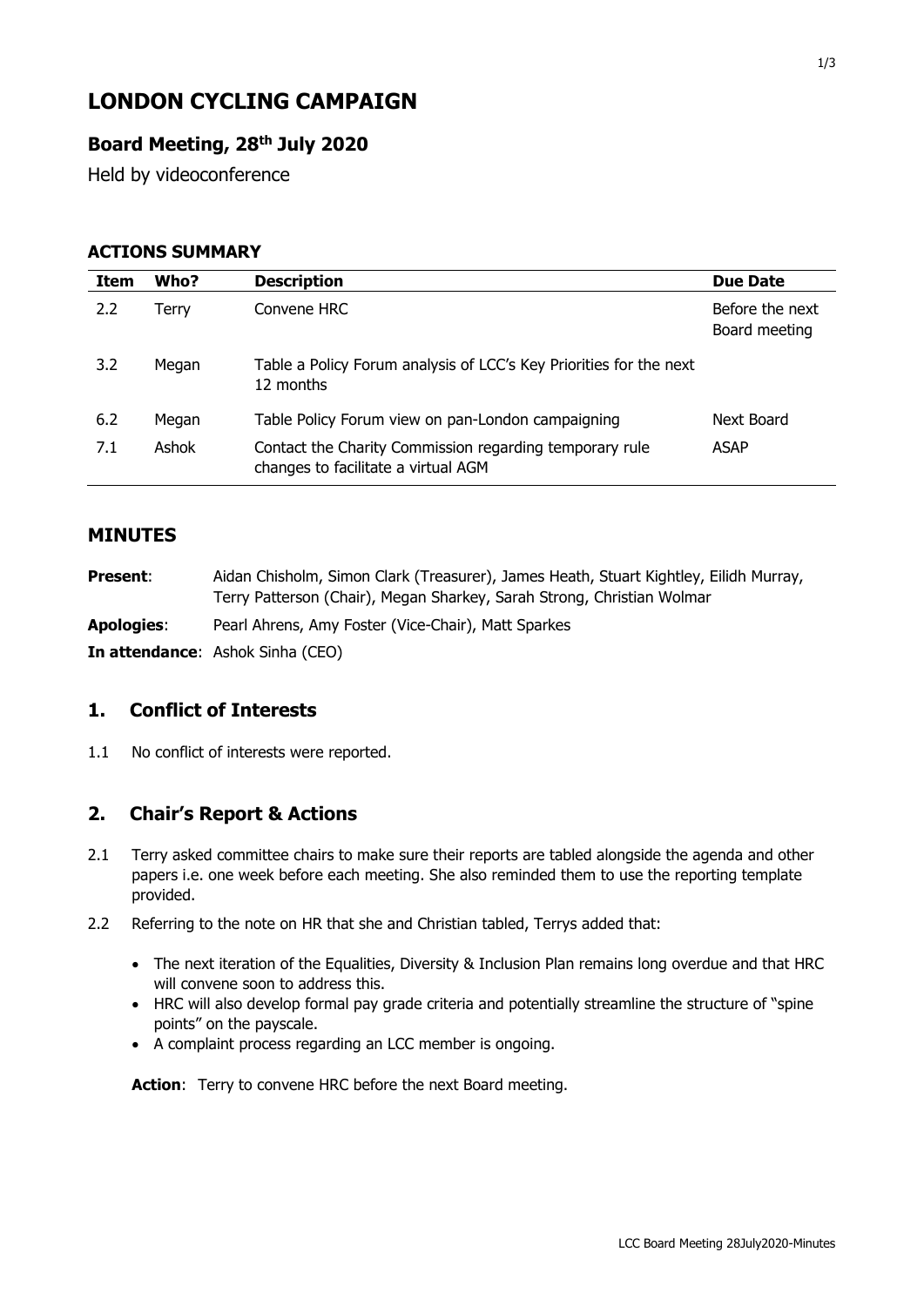# LONDON CYCLING CAMPAIGN

## Board Meeting, 28th July 2020

Held by videoconference

### ACTIONS SUMMARY

| Item | Who? | Description | Due Date |
|---|---|---|---|
| 2.2 | Terry | Convene HRC | Before the next Board meeting |
| 3.2 | Megan | Table a Policy Forum analysis of LCC's Key Priorities for the next 12 months | |
| 6.2 | Megan | Table Policy Forum view on pan-London campaigning | Next Board |
| 7.1 | Ashok | Contact the Charity Commission regarding temporary rule changes to facilitate a virtual AGM | ASAP |

## MINUTES

**Present**: Aidan Chisholm, Simon Clark (Treasurer), James Heath, Stuart Kightley, Eilidh Murray, Terry Patterson (Chair), Megan Sharkey, Sarah Strong, Christian Wolmar

**Apologies**: Pearl Ahrens, Amy Foster (Vice-Chair), Matt Sparkes

**In attendance**: Ashok Sinha (CEO)

## 1. Conflict of Interests

1.1 No conflict of interests were reported.

## 2. Chair's Report & Actions

2.1 Terry asked committee chairs to make sure their reports are tabled alongside the agenda and other papers i.e. one week before each meeting. She also reminded them to use the reporting template provided.

2.2 Referring to the note on HR that she and Christian tabled, Terrys added that:

- The next iteration of the Equalities, Diversity & Inclusion Plan remains long overdue and that HRC will convene soon to address this.
- HRC will also develop formal pay grade criteria and potentially streamline the structure of "spine points" on the payscale.
- A complaint process regarding an LCC member is ongoing.

**Action**: Terry to convene HRC before the next Board meeting.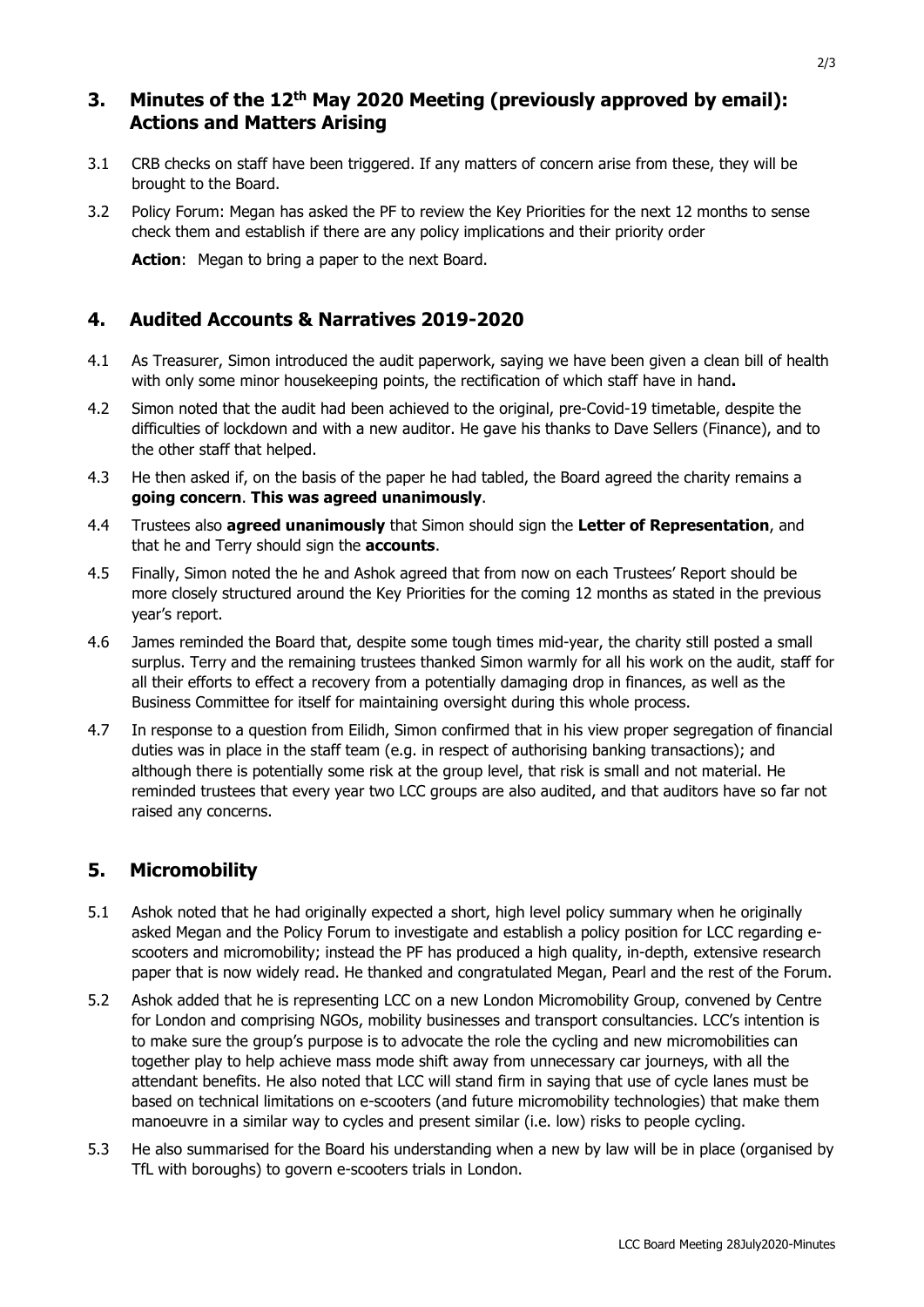## 3. Minutes of the 12th May 2020 Meeting (previously approved by email): Actions and Matters Arising

3.1 CRB checks on staff have been triggered. If any matters of concern arise from these, they will be brought to the Board.

3.2 Policy Forum: Megan has asked the PF to review the Key Priorities for the next 12 months to sense check them and establish if there are any policy implications and their priority order

**Action**: Megan to bring a paper to the next Board.

## 4. Audited Accounts & Narratives 2019-2020

4.1 As Treasurer, Simon introduced the audit paperwork, saying we have been given a clean bill of health with only some minor housekeeping points, the rectification of which staff have in hand**.**

4.2 Simon noted that the audit had been achieved to the original, pre-Covid-19 timetable, despite the difficulties of lockdown and with a new auditor. He gave his thanks to Dave Sellers (Finance), and to the other staff that helped.

4.3 He then asked if, on the basis of the paper he had tabled, the Board agreed the charity remains a **going concern**. **This was agreed unanimously**.

4.4 Trustees also **agreed unanimously** that Simon should sign the **Letter of Representation**, and that he and Terry should sign the **accounts**.

4.5 Finally, Simon noted the he and Ashok agreed that from now on each Trustees' Report should be more closely structured around the Key Priorities for the coming 12 months as stated in the previous year's report.

4.6 James reminded the Board that, despite some tough times mid-year, the charity still posted a small surplus. Terry and the remaining trustees thanked Simon warmly for all his work on the audit, staff for all their efforts to effect a recovery from a potentially damaging drop in finances, as well as the Business Committee for itself for maintaining oversight during this whole process.

4.7 In response to a question from Eilidh, Simon confirmed that in his view proper segregation of financial duties was in place in the staff team (e.g. in respect of authorising banking transactions); and although there is potentially some risk at the group level, that risk is small and not material. He reminded trustees that every year two LCC groups are also audited, and that auditors have so far not raised any concerns.

## 5. Micromobility

5.1 Ashok noted that he had originally expected a short, high level policy summary when he originally asked Megan and the Policy Forum to investigate and establish a policy position for LCC regarding e-scooters and micromobility; instead the PF has produced a high quality, in-depth, extensive research paper that is now widely read. He thanked and congratulated Megan, Pearl and the rest of the Forum.

5.2 Ashok added that he is representing LCC on a new London Micromobility Group, convened by Centre for London and comprising NGOs, mobility businesses and transport consultancies. LCC's intention is to make sure the group's purpose is to advocate the role the cycling and new micromobilities can together play to help achieve mass mode shift away from unnecessary car journeys, with all the attendant benefits. He also noted that LCC will stand firm in saying that use of cycle lanes must be based on technical limitations on e-scooters (and future micromobility technologies) that make them manoeuvre in a similar way to cycles and present similar (i.e. low) risks to people cycling.

5.3 He also summarised for the Board his understanding when a new by law will be in place (organised by TfL with boroughs) to govern e-scooters trials in London.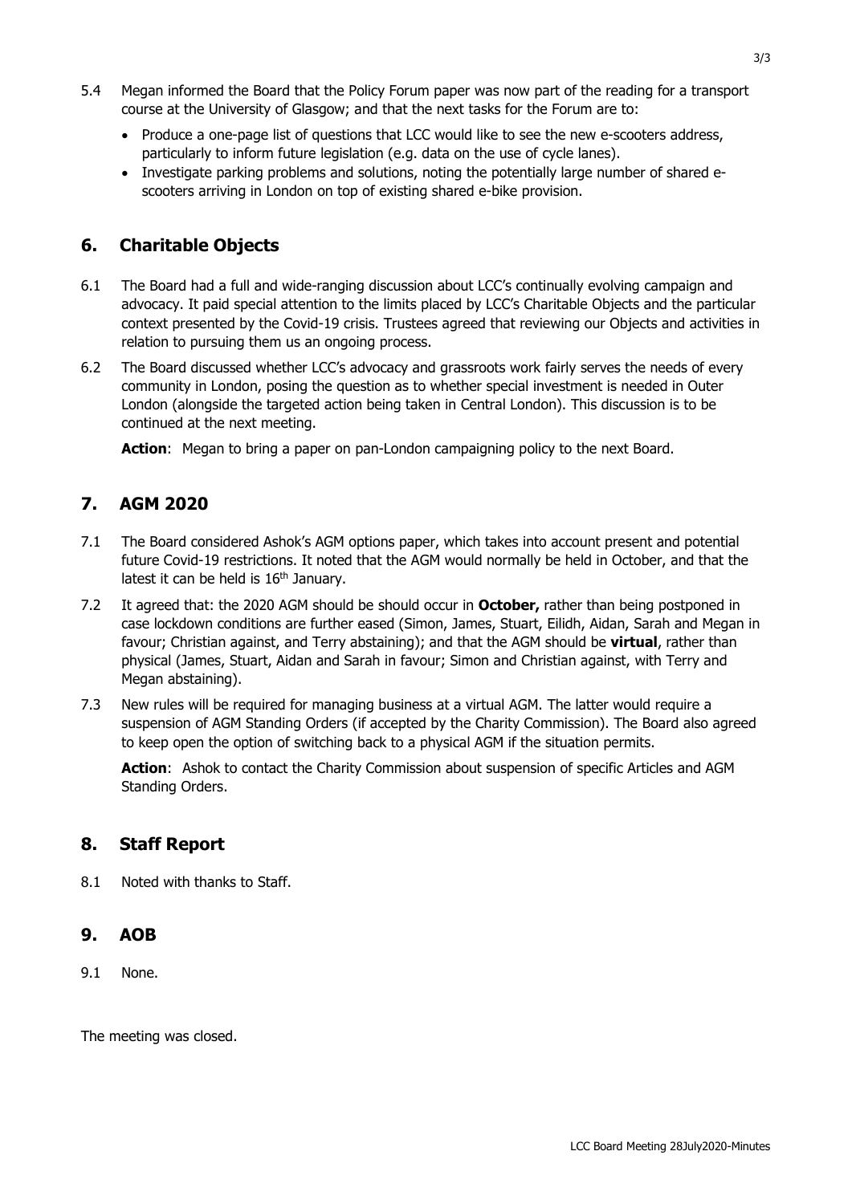5.4 Megan informed the Board that the Policy Forum paper was now part of the reading for a transport course at the University of Glasgow; and that the next tasks for the Forum are to:

- Produce a one-page list of questions that LCC would like to see the new e-scooters address, particularly to inform future legislation (e.g. data on the use of cycle lanes).
- Investigate parking problems and solutions, noting the potentially large number of shared e-scooters arriving in London on top of existing shared e-bike provision.

## 6. Charitable Objects

6.1 The Board had a full and wide-ranging discussion about LCC's continually evolving campaign and advocacy. It paid special attention to the limits placed by LCC's Charitable Objects and the particular context presented by the Covid-19 crisis. Trustees agreed that reviewing our Objects and activities in relation to pursuing them us an ongoing process.

6.2 The Board discussed whether LCC's advocacy and grassroots work fairly serves the needs of every community in London, posing the question as to whether special investment is needed in Outer London (alongside the targeted action being taken in Central London). This discussion is to be continued at the next meeting.

**Action**: Megan to bring a paper on pan-London campaigning policy to the next Board.

## 7. AGM 2020

7.1 The Board considered Ashok's AGM options paper, which takes into account present and potential future Covid-19 restrictions. It noted that the AGM would normally be held in October, and that the latest it can be held is 16th January.

7.2 It agreed that: the 2020 AGM should be should occur in **October,** rather than being postponed in case lockdown conditions are further eased (Simon, James, Stuart, Eilidh, Aidan, Sarah and Megan in favour; Christian against, and Terry abstaining); and that the AGM should be **virtual**, rather than physical (James, Stuart, Aidan and Sarah in favour; Simon and Christian against, with Terry and Megan abstaining).

7.3 New rules will be required for managing business at a virtual AGM. The latter would require a suspension of AGM Standing Orders (if accepted by the Charity Commission). The Board also agreed to keep open the option of switching back to a physical AGM if the situation permits.

**Action**: Ashok to contact the Charity Commission about suspension of specific Articles and AGM Standing Orders.

## 8. Staff Report

8.1 Noted with thanks to Staff.

## 9. AOB

9.1 None.

The meeting was closed.